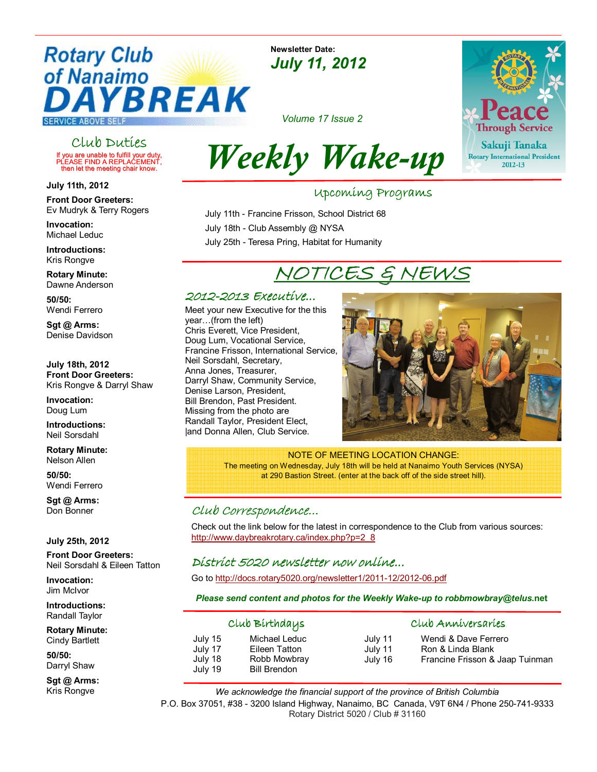# Rotary Club of Nanaimo DAYBREAK

SERVICE ABOVE SELF

**Newsletter Date:**
***July 11, 2012***

*Volume 17 Issue 2*

# *Weekly Wake-up*

Peace Through Service
Sakuji Tanaka
Rotary International President
2012-13

## Club Duties

If you are unable to fulfill your duty, PLEASE FIND A REPLACEMENT, then let the meeting chair know.

**July 11th, 2012**

**Front Door Greeters:**
Ev Mudryk & Terry Rogers

**Invocation:**
Michael Leduc

**Introductions:**
Kris Rongve

**Rotary Minute:**
Dawne Anderson

**50/50:**
Wendi Ferrero

**Sgt @ Arms:**
Denise Davidson

**July 18th, 2012**

**Front Door Greeters:**
Kris Rongve & Darryl Shaw

**Invocation:**
Doug Lum

**Introductions:**
Neil Sorsdahl

**Rotary Minute:**
Nelson Allen

**50/50:**
Wendi Ferrero

**Sgt @ Arms:**
Don Bonner

**July 25th, 2012**

**Front Door Greeters:**
Neil Sorsdahl & Eileen Tatton

**Invocation:**
Jim McIvor

**Introductions:**
Randall Taylor

**Rotary Minute:**
Cindy Bartlett

**50/50:**
Darryl Shaw

**Sgt @ Arms:**
Kris Rongve

## Upcoming Programs

July 11th - Francine Frisson, School District 68

July 18th - Club Assembly @ NYSA

July 25th - Teresa Pring, Habitat for Humanity

## NOTICES & NEWS

### *2012-2013 Executive...*

Meet your new Executive for the this year…(from the left)
Chris Everett, Vice President,
Doug Lum, Vocational Service,
Francine Frisson, International Service,
Neil Sorsdahl, Secretary,
Anna Jones, Treasurer,
Darryl Shaw, Community Service,
Denise Larson, President,
Bill Brendon, Past President.
Missing from the photo are
Randall Taylor, President Elect,
|and Donna Allen, Club Service.

NOTE OF MEETING LOCATION CHANGE:
The meeting on Wednesday, July 18th will be held at Nanaimo Youth Services (NYSA) at 290 Bastion Street. (enter at the back off of the side street hill).

### *Club Correspondence...*

Check out the link below for the latest in correspondence to the Club from various sources:
http://www.daybreakrotary.ca/index.php?p=2_8

### *District 5020 newsletter now online...*

Go to http://docs.rotary5020.org/newsletter1/2011-12/2012-06.pdf

***Please send content and photos for the Weekly Wake-up to robbmowbray@telus.net***

### Club Birthdays

| | |
|---|---|
| July 15 | Michael Leduc |
| July 17 | Eileen Tatton |
| July 18 | Robb Mowbray |
| July 19 | Bill Brendon |

### Club Anniversaries

| | |
|---|---|
| July 11 | Wendi & Dave Ferrero |
| July 11 | Ron & Linda Blank |
| July 16 | Francine Frisson & Jaap Tuinman |

*We acknowledge the financial support of the province of British Columbia*

P.O. Box 37051, #38 - 3200 Island Highway, Nanaimo, BC Canada, V9T 6N4 / Phone 250-741-9333
Rotary District 5020 / Club # 31160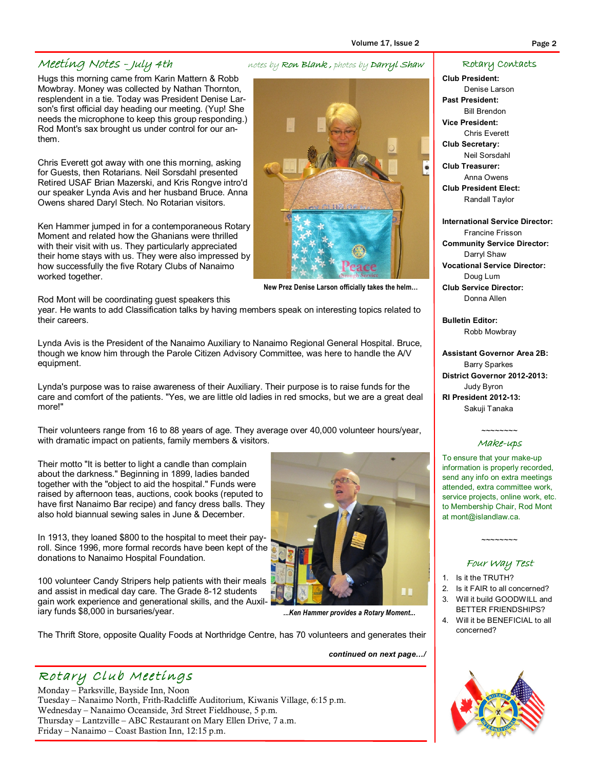## Meeting Notes – July 4th

*notes by* **Ron Blank**, *photos by* **Darryl Shaw**

Hugs this morning came from Karin Mattern & Robb Mowbray. Money was collected by Nathan Thornton, resplendent in a tie. Today was President Denise Larson's first official day heading our meeting. (Yup! She needs the microphone to keep this group responding.) Rod Mont's sax brought us under control for our anthem.

Chris Everett got away with one this morning, asking for Guests, then Rotarians. Neil Sorsdahl presented Retired USAF Brian Mazerski, and Kris Rongve intro'd our speaker Lynda Avis and her husband Bruce. Anna Owens shared Daryl Stech. No Rotarian visitors.

Ken Hammer jumped in for a contemporaneous Rotary Moment and related how the Ghanians were thrilled with their visit with us. They particularly appreciated their home stays with us. They were also impressed by how successfully the five Rotary Clubs of Nanaimo worked together.

**New Prez Denise Larson officially takes the helm…**

Rod Mont will be coordinating guest speakers this year. He wants to add Classification talks by having members speak on interesting topics related to their careers.

Lynda Avis is the President of the Nanaimo Auxiliary to Nanaimo Regional General Hospital. Bruce, though we know him through the Parole Citizen Advisory Committee, was here to handle the A/V equipment.

Lynda's purpose was to raise awareness of their Auxiliary. Their purpose is to raise funds for the care and comfort of the patients. "Yes, we are little old ladies in red smocks, but we are a great deal more!"

Their volunteers range from 16 to 88 years of age. They average over 40,000 volunteer hours/year, with dramatic impact on patients, family members & visitors.

Their motto "It is better to light a candle than complain about the darkness." Beginning in 1899, ladies banded together with the "object to aid the hospital." Funds were raised by afternoon teas, auctions, cook books (reputed to have first Nanaimo Bar recipe) and fancy dress balls. They also hold biannual sewing sales in June & December.

In 1913, they loaned $800 to the hospital to meet their payroll. Since 1996, more formal records have been kept of the donations to Nanaimo Hospital Foundation.

100 volunteer Candy Stripers help patients with their meals and assist in medical day care. The Grade 8-12 students gain work experience and generational skills, and the Auxiliary funds $8,000 in bursaries/year.

***...Ken Hammer provides a Rotary Moment...***

The Thrift Store, opposite Quality Foods at Northridge Centre, has 70 volunteers and generates their

***continued on next page…/***

## Rotary Club Meetings

Monday – Parksville, Bayside Inn, Noon
Tuesday – Nanaimo North, Frith-Radcliffe Auditorium, Kiwanis Village, 6:15 p.m.
Wednesday – Nanaimo Oceanside, 3rd Street Fieldhouse, 5 p.m.
Thursday – Lantzville – ABC Restaurant on Mary Ellen Drive, 7 a.m.
Friday – Nanaimo – Coast Bastion Inn, 12:15 p.m.

## Rotary Contacts

**Club President:**
Denise Larson
**Past President:**
Bill Brendon
**Vice President:**
Chris Everett
**Club Secretary:**
Neil Sorsdahl
**Club Treasurer:**
Anna Owens
**Club President Elect:**
Randall Taylor

**International Service Director:**
Francine Frisson
**Community Service Director:**
Darryl Shaw
**Vocational Service Director:**
Doug Lum
**Club Service Director:**
Donna Allen

**Bulletin Editor:**
Robb Mowbray

**Assistant Governor Area 2B:**
Barry Sparkes
**District Governor 2012-2013:**
Judy Byron
**RI President 2012-13:**
Sakuji Tanaka

~~~~~~~~

## Make-ups

To ensure that your make-up information is properly recorded, send any info on extra meetings attended, extra committee work, service projects, online work, etc. to Membership Chair, Rod Mont at mont@islandlaw.ca.

~~~~~~~~

## Four Way Test

1. Is it the TRUTH?
2. Is it FAIR to all concerned?
3. Will it build GOODWILL and BETTER FRIENDSHIPS?
4. Will it be BENEFICIAL to all concerned?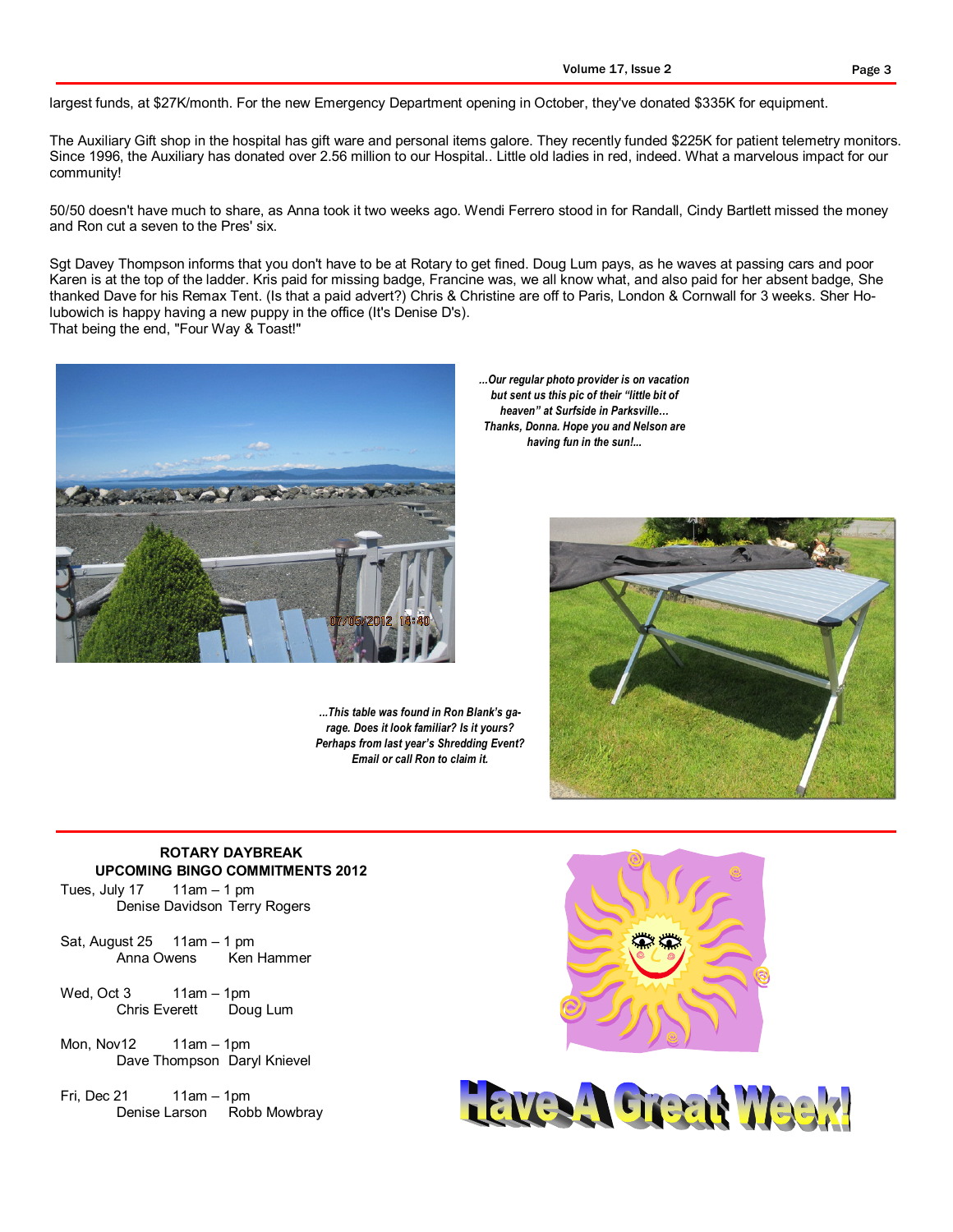largest funds, at $27K/month. For the new Emergency Department opening in October, they've donated $335K for equipment.

The Auxiliary Gift shop in the hospital has gift ware and personal items galore. They recently funded $225K for patient telemetry monitors. Since 1996, the Auxiliary has donated over 2.56 million to our Hospital.. Little old ladies in red, indeed. What a marvelous impact for our community!

50/50 doesn't have much to share, as Anna took it two weeks ago. Wendi Ferrero stood in for Randall, Cindy Bartlett missed the money and Ron cut a seven to the Pres' six.

Sgt Davey Thompson informs that you don't have to be at Rotary to get fined. Doug Lum pays, as he waves at passing cars and poor Karen is at the top of the ladder. Kris paid for missing badge, Francine was, we all know what, and also paid for her absent badge, She thanked Dave for his Remax Tent. (Is that a paid advert?) Chris & Christine are off to Paris, London & Cornwall for 3 weeks. Sher Holubowich is happy having a new puppy in the office (It's Denise D's).
That being the end, "Four Way & Toast!"

*...Our regular photo provider is on vacation but sent us this pic of their "little bit of heaven" at Surfside in Parksville... Thanks, Donna. Hope you and Nelson are having fun in the sun!...*

*...This table was found in Ron Blank's garage. Does it look familiar? Is it yours? Perhaps from last year's Shredding Event? Email or call Ron to claim it.*

**ROTARY DAYBREAK**
**UPCOMING BINGO COMMITMENTS 2012**

Tues, July 17 11am – 1 pm
Denise Davidson Terry Rogers

Sat, August 25 11am – 1 pm
Anna Owens Ken Hammer

Wed, Oct 3 11am – 1pm
Chris Everett Doug Lum

Mon, Nov12 11am – 1pm
Dave Thompson Daryl Knievel

Fri, Dec 21 11am – 1pm
Denise Larson Robb Mowbray

Have A Great Week!